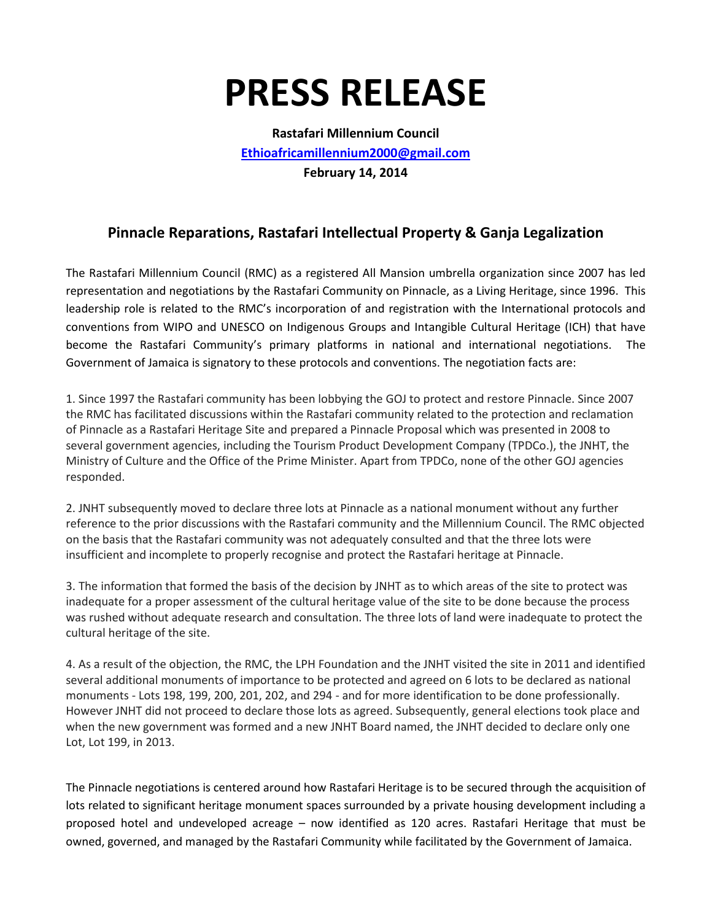# PRESS RELEASE

**Rastafari Millennium Council**

**Ethioafricamillennium2000@gmail.com**

**February 14, 2014**

## Pinnacle Reparations, Rastafari Intellectual Property & Ganja Legalization

The Rastafari Millennium Council (RMC) as a registered All Mansion umbrella organization since 2007 has led representation and negotiations by the Rastafari Community on Pinnacle, as a Living Heritage, since 1996. This leadership role is related to the RMC's incorporation of and registration with the International protocols and conventions from WIPO and UNESCO on Indigenous Groups and Intangible Cultural Heritage (ICH) that have become the Rastafari Community's primary platforms in national and international negotiations. The Government of Jamaica is signatory to these protocols and conventions. The negotiation facts are:

1. Since 1997 the Rastafari community has been lobbying the GOJ to protect and restore Pinnacle. Since 2007 the RMC has facilitated discussions within the Rastafari community related to the protection and reclamation of Pinnacle as a Rastafari Heritage Site and prepared a Pinnacle Proposal which was presented in 2008 to several government agencies, including the Tourism Product Development Company (TPDCo.), the JNHT, the Ministry of Culture and the Office of the Prime Minister. Apart from TPDCo, none of the other GOJ agencies responded.

2. JNHT subsequently moved to declare three lots at Pinnacle as a national monument without any further reference to the prior discussions with the Rastafari community and the Millennium Council. The RMC objected on the basis that the Rastafari community was not adequately consulted and that the three lots were insufficient and incomplete to properly recognise and protect the Rastafari heritage at Pinnacle.

3. The information that formed the basis of the decision by JNHT as to which areas of the site to protect was inadequate for a proper assessment of the cultural heritage value of the site to be done because the process was rushed without adequate research and consultation. The three lots of land were inadequate to protect the cultural heritage of the site.

4. As a result of the objection, the RMC, the LPH Foundation and the JNHT visited the site in 2011 and identified several additional monuments of importance to be protected and agreed on 6 lots to be declared as national monuments - Lots 198, 199, 200, 201, 202, and 294 - and for more identification to be done professionally. However JNHT did not proceed to declare those lots as agreed. Subsequently, general elections took place and when the new government was formed and a new JNHT Board named, the JNHT decided to declare only one Lot, Lot 199, in 2013.

The Pinnacle negotiations is centered around how Rastafari Heritage is to be secured through the acquisition of lots related to significant heritage monument spaces surrounded by a private housing development including a proposed hotel and undeveloped acreage – now identified as 120 acres. Rastafari Heritage that must be owned, governed, and managed by the Rastafari Community while facilitated by the Government of Jamaica.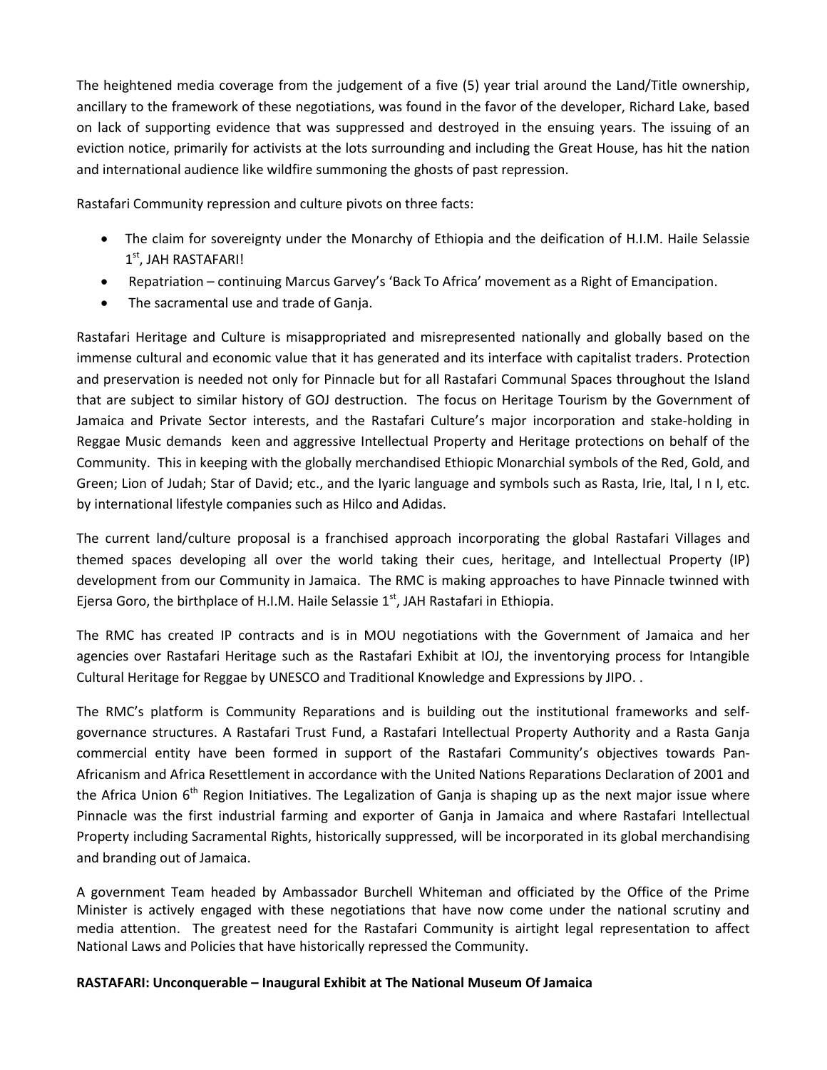The heightened media coverage from the judgement of a five (5) year trial around the Land/Title ownership, ancillary to the framework of these negotiations, was found in the favor of the developer, Richard Lake, based on lack of supporting evidence that was suppressed and destroyed in the ensuing years. The issuing of an eviction notice, primarily for activists at the lots surrounding and including the Great House, has hit the nation and international audience like wildfire summoning the ghosts of past repression.

Rastafari Community repression and culture pivots on three facts:

- The claim for sovereignty under the Monarchy of Ethiopia and the deification of H.I.M. Haile Selassie 1st, JAH RASTAFARI!
- Repatriation – continuing Marcus Garvey's 'Back To Africa' movement as a Right of Emancipation.
- The sacramental use and trade of Ganja.

Rastafari Heritage and Culture is misappropriated and misrepresented nationally and globally based on the immense cultural and economic value that it has generated and its interface with capitalist traders. Protection and preservation is needed not only for Pinnacle but for all Rastafari Communal Spaces throughout the Island that are subject to similar history of GOJ destruction. The focus on Heritage Tourism by the Government of Jamaica and Private Sector interests, and the Rastafari Culture's major incorporation and stake-holding in Reggae Music demands keen and aggressive Intellectual Property and Heritage protections on behalf of the Community. This in keeping with the globally merchandised Ethiopic Monarchial symbols of the Red, Gold, and Green; Lion of Judah; Star of David; etc., and the Iyaric language and symbols such as Rasta, Irie, Ital, I n I, etc. by international lifestyle companies such as Hilco and Adidas.

The current land/culture proposal is a franchised approach incorporating the global Rastafari Villages and themed spaces developing all over the world taking their cues, heritage, and Intellectual Property (IP) development from our Community in Jamaica. The RMC is making approaches to have Pinnacle twinned with Ejersa Goro, the birthplace of H.I.M. Haile Selassie 1st, JAH Rastafari in Ethiopia.

The RMC has created IP contracts and is in MOU negotiations with the Government of Jamaica and her agencies over Rastafari Heritage such as the Rastafari Exhibit at IOJ, the inventorying process for Intangible Cultural Heritage for Reggae by UNESCO and Traditional Knowledge and Expressions by JIPO. .

The RMC's platform is Community Reparations and is building out the institutional frameworks and self-governance structures. A Rastafari Trust Fund, a Rastafari Intellectual Property Authority and a Rasta Ganja commercial entity have been formed in support of the Rastafari Community's objectives towards Pan-Africanism and Africa Resettlement in accordance with the United Nations Reparations Declaration of 2001 and the Africa Union 6th Region Initiatives. The Legalization of Ganja is shaping up as the next major issue where Pinnacle was the first industrial farming and exporter of Ganja in Jamaica and where Rastafari Intellectual Property including Sacramental Rights, historically suppressed, will be incorporated in its global merchandising and branding out of Jamaica.

A government Team headed by Ambassador Burchell Whiteman and officiated by the Office of the Prime Minister is actively engaged with these negotiations that have now come under the national scrutiny and media attention. The greatest need for the Rastafari Community is airtight legal representation to affect National Laws and Policies that have historically repressed the Community.

**RASTAFARI: Unconquerable – Inaugural Exhibit at The National Museum Of Jamaica**